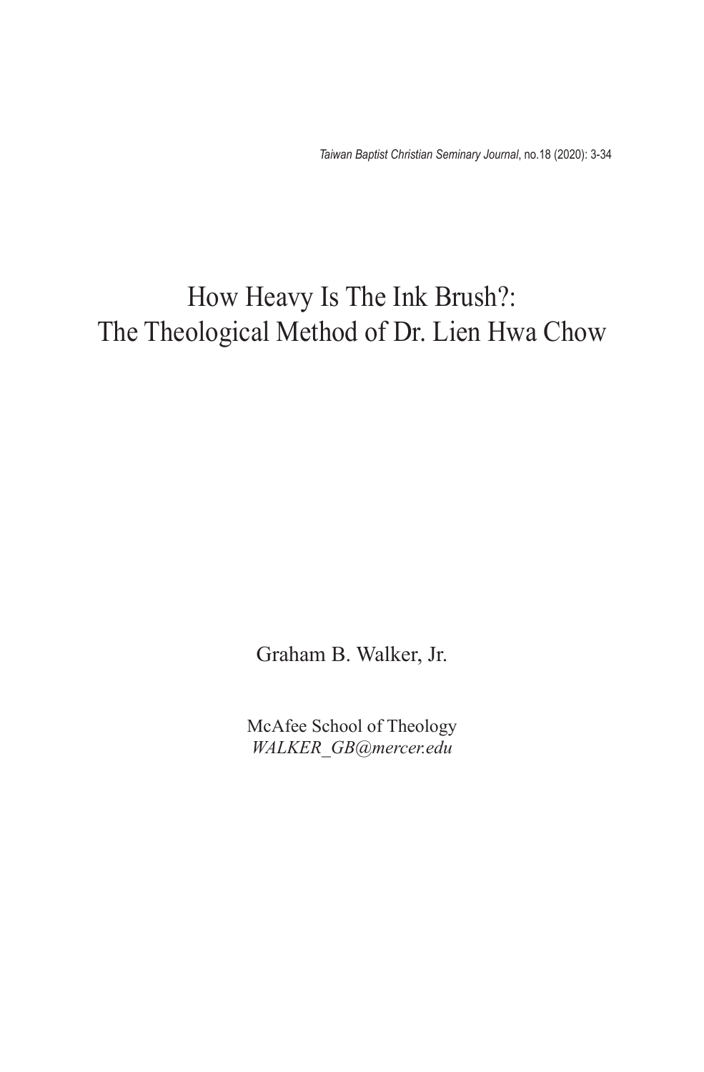*Taiwan Baptist Christian Seminary Journal*, no.18 (2020): 3-34

# How Heavy Is The Ink Brush?: The Theological Method of Dr. Lien Hwa Chow

Graham B. Walker, Jr.

McAfee School of Theology
*WALKER_GB@mercer.edu*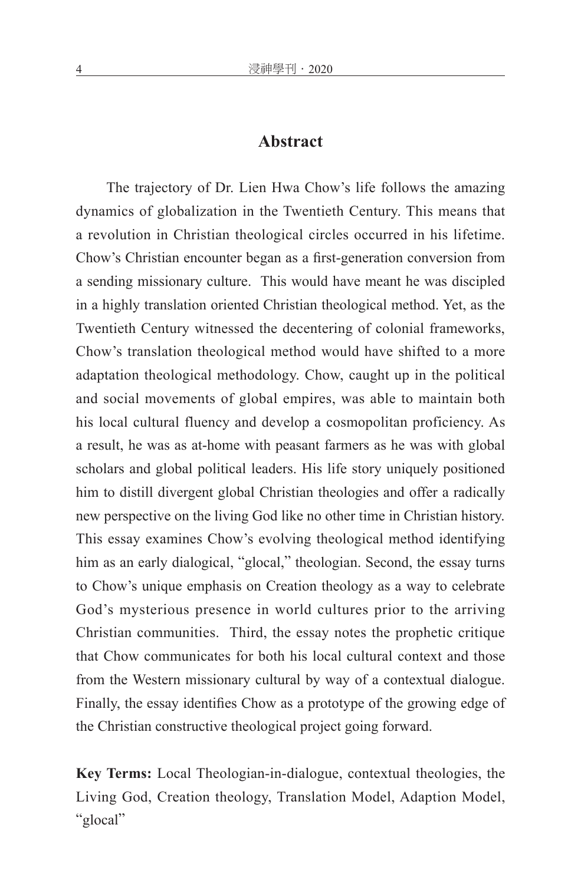## Abstract

The trajectory of Dr. Lien Hwa Chow's life follows the amazing dynamics of globalization in the Twentieth Century. This means that a revolution in Christian theological circles occurred in his lifetime. Chow's Christian encounter began as a first-generation conversion from a sending missionary culture. This would have meant he was discipled in a highly translation oriented Christian theological method. Yet, as the Twentieth Century witnessed the decentering of colonial frameworks, Chow's translation theological method would have shifted to a more adaptation theological methodology. Chow, caught up in the political and social movements of global empires, was able to maintain both his local cultural fluency and develop a cosmopolitan proficiency. As a result, he was as at-home with peasant farmers as he was with global scholars and global political leaders. His life story uniquely positioned him to distill divergent global Christian theologies and offer a radically new perspective on the living God like no other time in Christian history. This essay examines Chow's evolving theological method identifying him as an early dialogical, "glocal," theologian. Second, the essay turns to Chow's unique emphasis on Creation theology as a way to celebrate God's mysterious presence in world cultures prior to the arriving Christian communities. Third, the essay notes the prophetic critique that Chow communicates for both his local cultural context and those from the Western missionary cultural by way of a contextual dialogue. Finally, the essay identifies Chow as a prototype of the growing edge of the Christian constructive theological project going forward.

**Key Terms:** Local Theologian-in-dialogue, contextual theologies, the Living God, Creation theology, Translation Model, Adaption Model, "glocal"